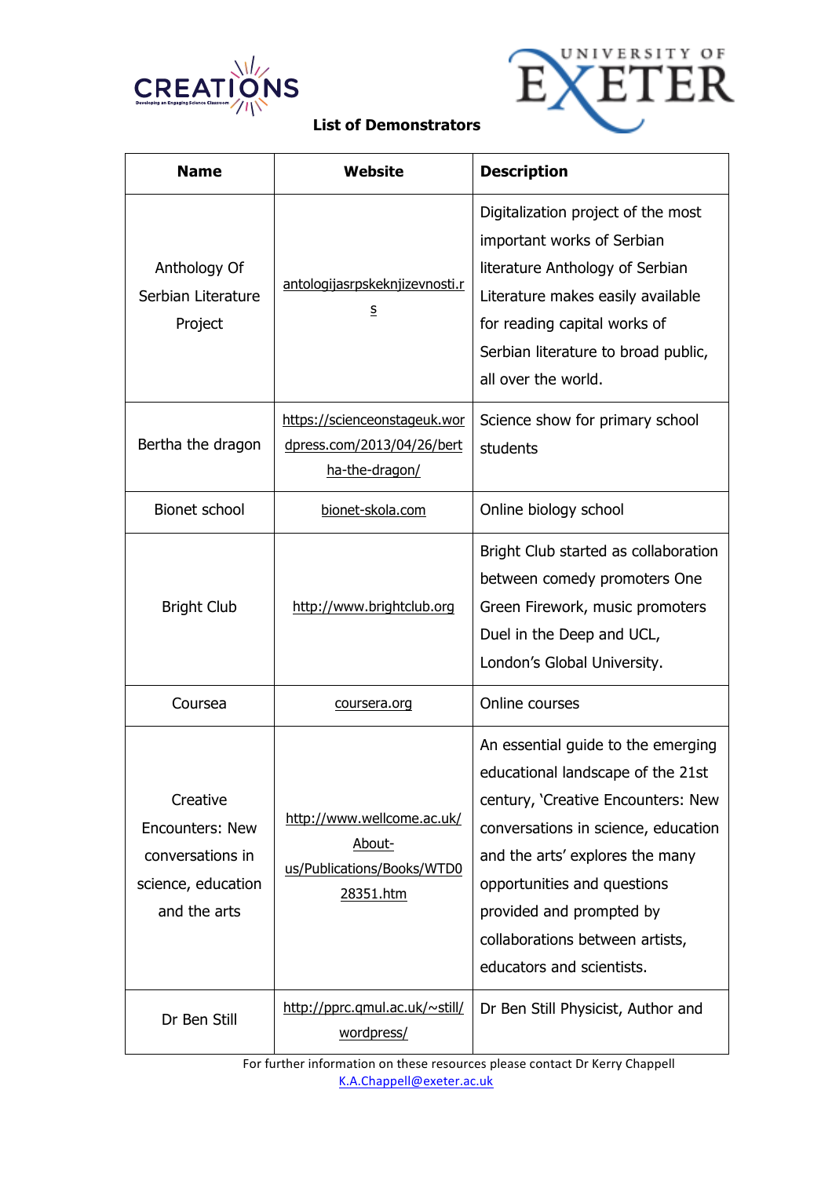# List of Demonstrators

| Name | Website | Description |
|---|---|---|
| Anthology Of Serbian Literature Project | antologijasrpskeknjizevnosti.rs | Digitalization project of the most important works of Serbian literature Anthology of Serbian Literature makes easily available for reading capital works of Serbian literature to broad public, all over the world. |
| Bertha the dragon | https://scienceonstageuk.wordpress.com/2013/04/26/bertha-the-dragon/ | Science show for primary school students |
| Bionet school | bionet-skola.com | Online biology school |
| Bright Club | http://www.brightclub.org | Bright Club started as collaboration between comedy promoters One Green Firework, music promoters Duel in the Deep and UCL, London's Global University. |
| Coursea | coursera.org | Online courses |
| Creative Encounters: New conversations in science, education and the arts | http://www.wellcome.ac.uk/About-us/Publications/Books/WTD028351.htm | An essential guide to the emerging educational landscape of the 21st century, 'Creative Encounters: New conversations in science, education and the arts' explores the many opportunities and questions provided and prompted by collaborations between artists, educators and scientists. |
| Dr Ben Still | http://pprc.qmul.ac.uk/~still/wordpress/ | Dr Ben Still Physicist, Author and |

For further information on these resources please contact Dr Kerry Chappell K.A.Chappell@exeter.ac.uk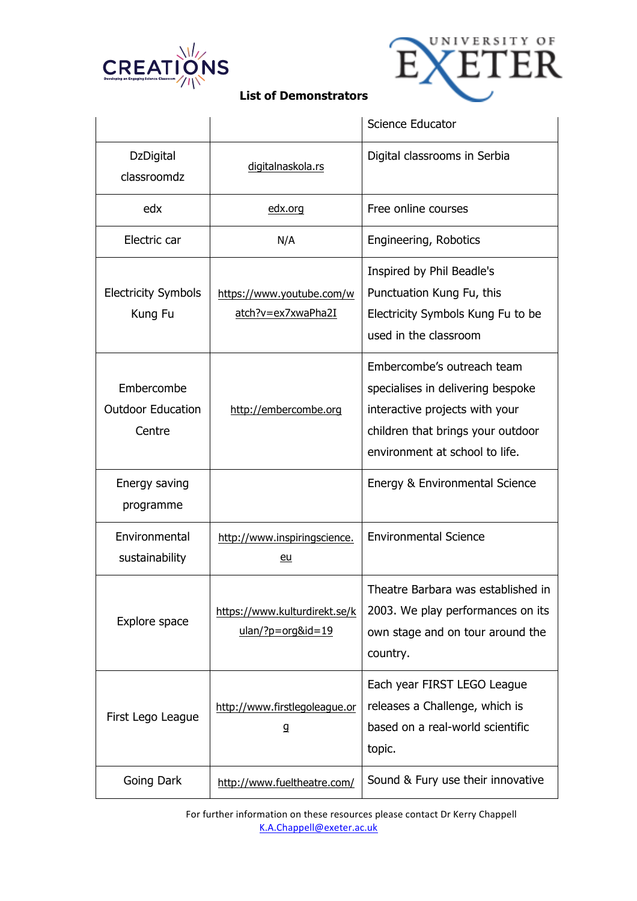**List of Demonstrators**

| | | |
|---|---|---|
| | | Science Educator |
| DzDigital classroomdz | digitalnaskola.rs | Digital classrooms in Serbia |
| edx | edx.org | Free online courses |
| Electric car | N/A | Engineering, Robotics |
| Electricity Symbols Kung Fu | https://www.youtube.com/watch?v=ex7xwaPha2I | Inspired by Phil Beadle's Punctuation Kung Fu, this Electricity Symbols Kung Fu to be used in the classroom |
| Embercombe Outdoor Education Centre | http://embercombe.org | Embercombe's outreach team specialises in delivering bespoke interactive projects with your children that brings your outdoor environment at school to life. |
| Energy saving programme | | Energy & Environmental Science |
| Environmental sustainability | http://www.inspiringscience.eu | Environmental Science |
| Explore space | https://www.kulturdirekt.se/kulan/?p=org&id=19 | Theatre Barbara was established in 2003. We play performances on its own stage and on tour around the country. |
| First Lego League | http://www.firstlegoleague.org | Each year FIRST LEGO League releases a Challenge, which is based on a real-world scientific topic. |
| Going Dark | http://www.fueltheatre.com/ | Sound & Fury use their innovative |

For further information on these resources please contact Dr Kerry Chappell
K.A.Chappell@exeter.ac.uk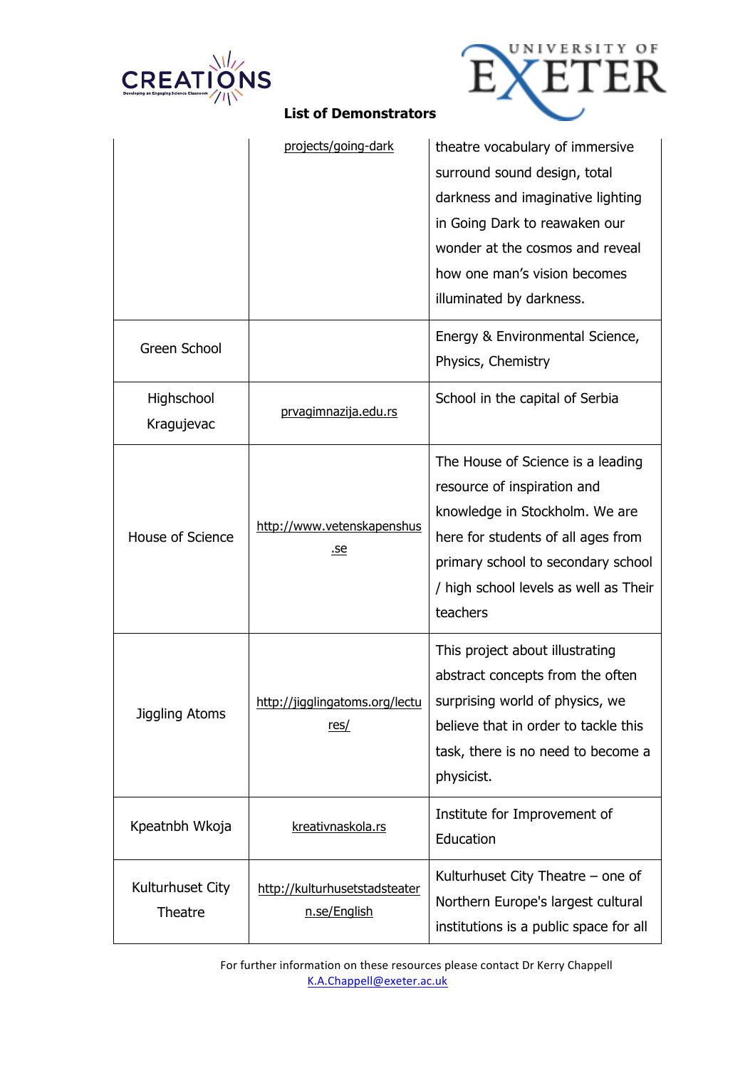## List of Demonstrators

| | | |
|---|---|---|
| | projects/going-dark | theatre vocabulary of immersive surround sound design, total darkness and imaginative lighting in Going Dark to reawaken our wonder at the cosmos and reveal how one man's vision becomes illuminated by darkness. |
| Green School | | Energy & Environmental Science, Physics, Chemistry |
| Highschool Kragujevac | prvagimnazija.edu.rs | School in the capital of Serbia |
| House of Science | http://www.vetenskapenshus.se | The House of Science is a leading resource of inspiration and knowledge in Stockholm. We are here for students of all ages from primary school to secondary school / high school levels as well as Their teachers |
| Jiggling Atoms | http://jigglingatoms.org/lectures/ | This project about illustrating abstract concepts from the often surprising world of physics, we believe that in order to tackle this task, there is no need to become a physicist. |
| Kpeatnbh Wkoja | kreativnaskola.rs | Institute for Improvement of Education |
| Kulturhuset City Theatre | http://kulturhusetstadsteatern.se/English | Kulturhuset City Theatre – one of Northern Europe's largest cultural institutions is a public space for all |

For further information on these resources please contact Dr Kerry Chappell K.A.Chappell@exeter.ac.uk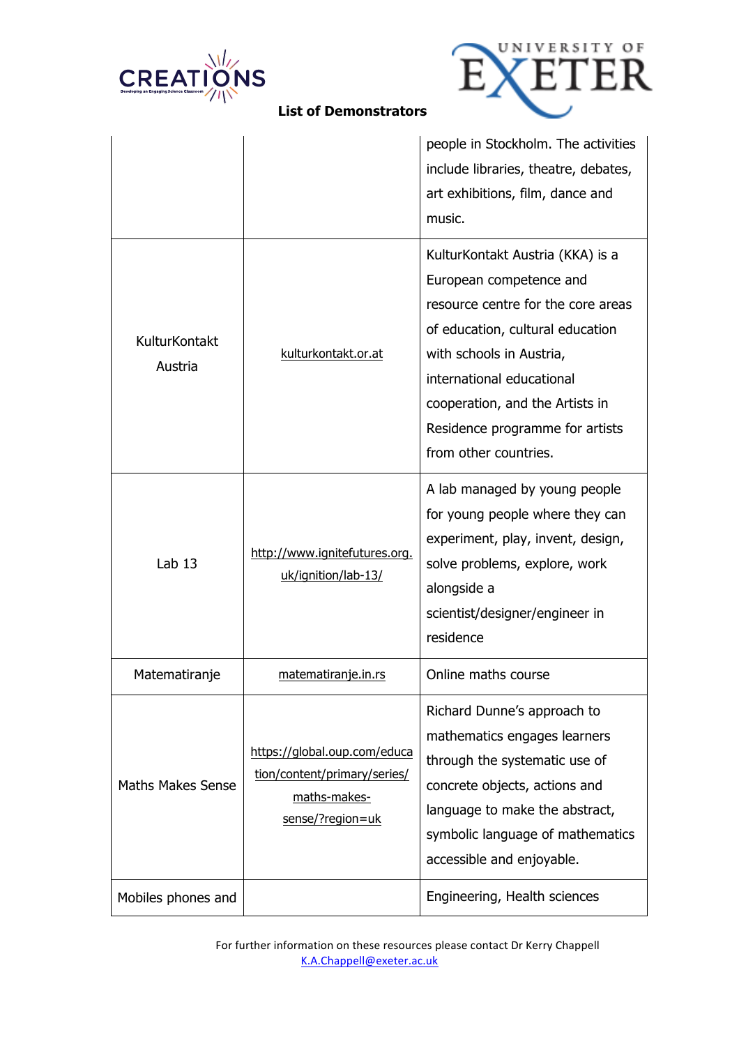**List of Demonstrators**

| | | |
|---|---|---|
| | | people in Stockholm. The activities include libraries, theatre, debates, art exhibitions, film, dance and music. |
| KulturKontakt Austria | kulturkontakt.or.at | KulturKontakt Austria (KKA) is a European competence and resource centre for the core areas of education, cultural education with schools in Austria, international educational cooperation, and the Artists in Residence programme for artists from other countries. |
| Lab 13 | http://www.ignitefutures.org.uk/ignition/lab-13/ | A lab managed by young people for young people where they can experiment, play, invent, design, solve problems, explore, work alongside a scientist/designer/engineer in residence |
| Matematiranje | matematiranje.in.rs | Online maths course |
| Maths Makes Sense | https://global.oup.com/education/content/primary/series/maths-makes-sense/?region=uk | Richard Dunne's approach to mathematics engages learners through the systematic use of concrete objects, actions and language to make the abstract, symbolic language of mathematics accessible and enjoyable. |
| Mobiles phones and | | Engineering, Health sciences |

For further information on these resources please contact Dr Kerry Chappell K.A.Chappell@exeter.ac.uk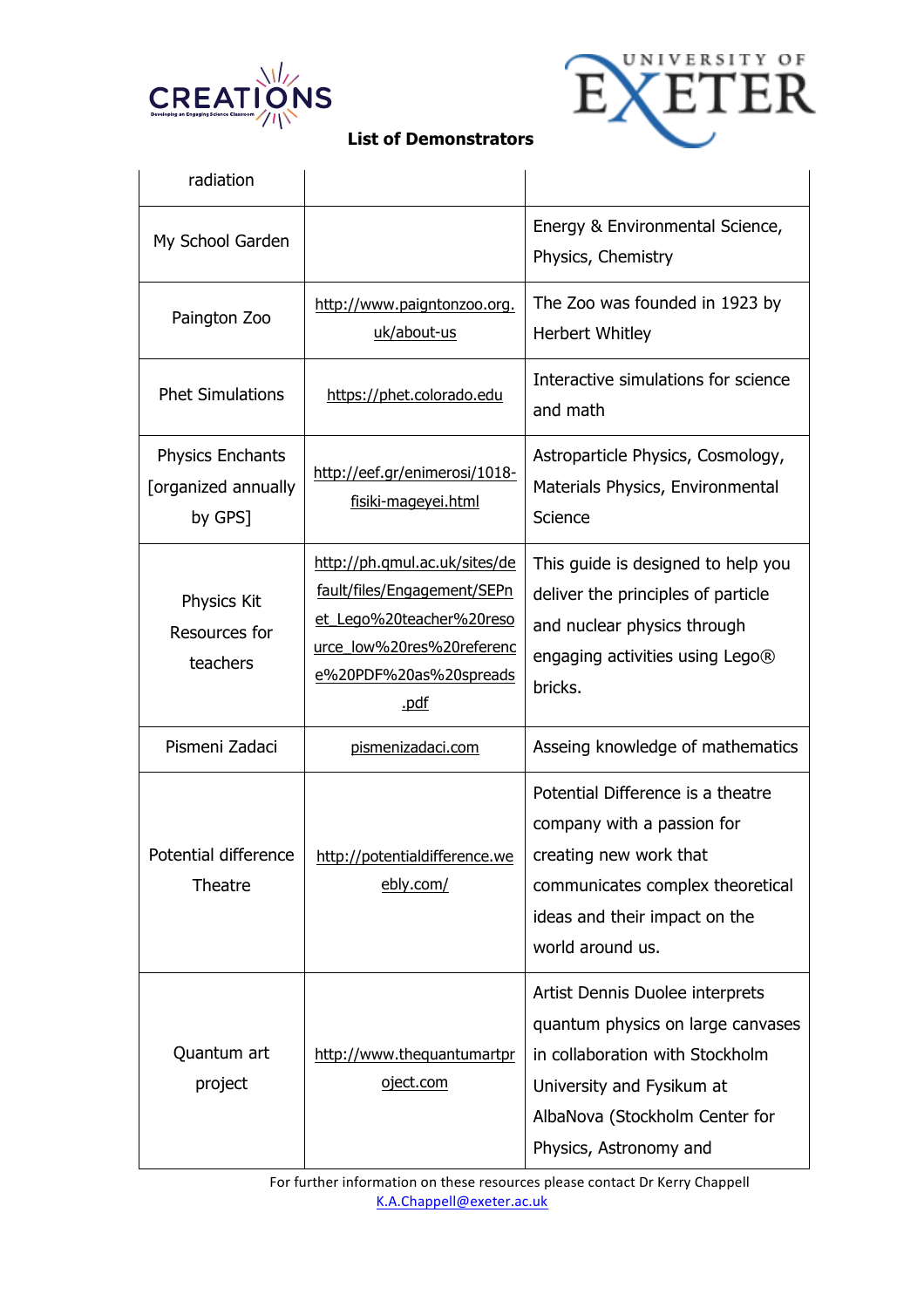**List of Demonstrators**

| | | |
|---|---|---|
| radiation | | |
| My School Garden | | Energy & Environmental Science, Physics, Chemistry |
| Paington Zoo | http://www.paigntonzoo.org.uk/about-us | The Zoo was founded in 1923 by Herbert Whitley |
| Phet Simulations | https://phet.colorado.edu | Interactive simulations for science and math |
| Physics Enchants [organized annually by GPS] | http://eef.gr/enimerosi/1018-fisiki-mageyei.html | Astroparticle Physics, Cosmology, Materials Physics, Environmental Science |
| Physics Kit Resources for teachers | http://ph.qmul.ac.uk/sites/default/files/Engagement/SEPnet_Lego%20teacher%20resource_low%20res%20reference%20PDF%20as%20spreads.pdf | This guide is designed to help you deliver the principles of particle and nuclear physics through engaging activities using Lego® bricks. |
| Pismeni Zadaci | pismenizadaci.com | Asseing knowledge of mathematics |
| Potential difference Theatre | http://potentialdifference.webly.com/ | Potential Difference is a theatre company with a passion for creating new work that communicates complex theoretical ideas and their impact on the world around us. |
| Quantum art project | http://www.thequantumartproject.com | Artist Dennis Duolee interprets quantum physics on large canvases in collaboration with Stockholm University and Fysikum at AlbaNova (Stockholm Center for Physics, Astronomy and |

For further information on these resources please contact Dr Kerry Chappell
K.A.Chappell@exeter.ac.uk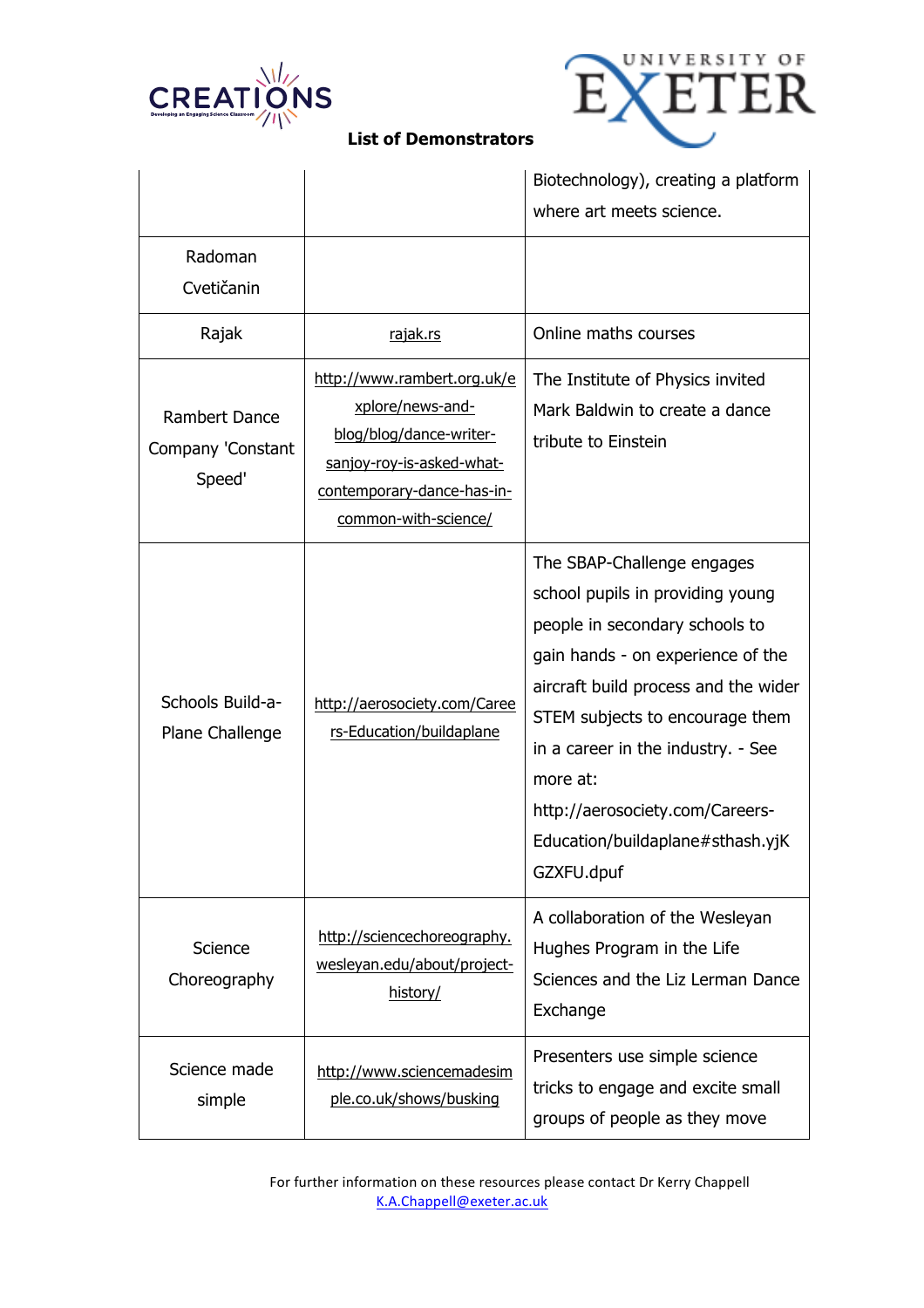## List of Demonstrators

| | | |
|---|---|---|
| | | Biotechnology), creating a platform where art meets science. |
| Radoman Cvetičanin | | |
| Rajak | rajak.rs | Online maths courses |
| Rambert Dance Company 'Constant Speed' | http://www.rambert.org.uk/explore/news-and-blog/blog/dance-writer-sanjoy-roy-is-asked-what-contemporary-dance-has-in-common-with-science/ | The Institute of Physics invited Mark Baldwin to create a dance tribute to Einstein |
| Schools Build-a-Plane Challenge | http://aerosociety.com/Careers-Education/buildaplane | The SBAP-Challenge engages school pupils in providing young people in secondary schools to gain hands - on experience of the aircraft build process and the wider STEM subjects to encourage them in a career in the industry. - See more at: http://aerosociety.com/Careers-Education/buildaplane#sthash.yjKGZXFU.dpuf |
| Science Choreography | http://sciencechoreography.wesleyan.edu/about/project-history/ | A collaboration of the Wesleyan Hughes Program in the Life Sciences and the Liz Lerman Dance Exchange |
| Science made simple | http://www.sciencemadesimple.co.uk/shows/busking | Presenters use simple science tricks to engage and excite small groups of people as they move |

For further information on these resources please contact Dr Kerry Chappell
K.A.Chappell@exeter.ac.uk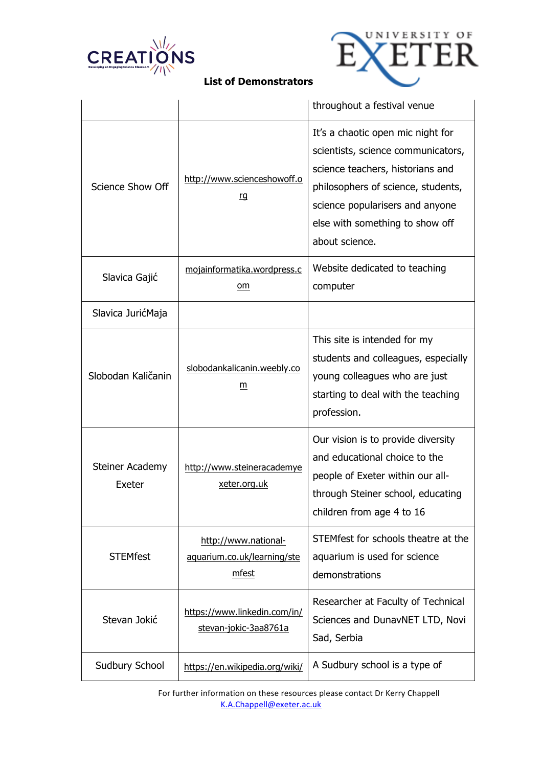**List of Demonstrators**

| | | |
|---|---|---|
| | | throughout a festival venue |
| Science Show Off | http://www.scienceshowoff.org | It's a chaotic open mic night for scientists, science communicators, science teachers, historians and philosophers of science, students, science popularisers and anyone else with something to show off about science. |
| Slavica Gajić | mojainformatika.wordpress.com | Website dedicated to teaching computer |
| Slavica JurićMaja | | |
| Slobodan Kaličanin | slobodankalicanin.weebly.com | This site is intended for my students and colleagues, especially young colleagues who are just starting to deal with the teaching profession. |
| Steiner Academy Exeter | http://www.steineracademyexeter.org.uk | Our vision is to provide diversity and educational choice to the people of Exeter within our all-through Steiner school, educating children from age 4 to 16 |
| STEMfest | http://www.national-aquarium.co.uk/learning/stemfest | STEMfest for schools theatre at the aquarium is used for science demonstrations |
| Stevan Jokić | https://www.linkedin.com/in/stevan-jokic-3aa8761a | Researcher at Faculty of Technical Sciences and DunavNET LTD, Novi Sad, Serbia |
| Sudbury School | https://en.wikipedia.org/wiki/ | A Sudbury school is a type of |

For further information on these resources please contact Dr Kerry Chappell
K.A.Chappell@exeter.ac.uk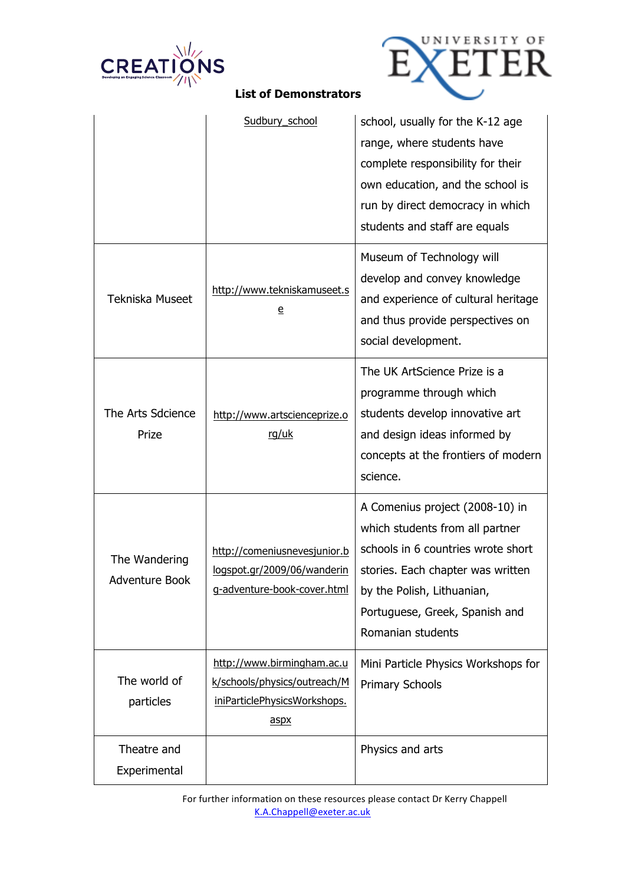**List of Demonstrators**

| | | |
|---|---|---|
| | Sudbury_school | school, usually for the K-12 age range, where students have complete responsibility for their own education, and the school is run by direct democracy in which students and staff are equals |
| Tekniska Museet | http://www.tekniskamuseet.se | Museum of Technology will develop and convey knowledge and experience of cultural heritage and thus provide perspectives on social development. |
| The Arts Sdcience Prize | http://www.artscienceprize.org/uk | The UK ArtScience Prize is a programme through which students develop innovative art and design ideas informed by concepts at the frontiers of modern science. |
| The Wandering Adventure Book | http://comeniusnevesjunior.blogspot.gr/2009/06/wandering-adventure-book-cover.html | A Comenius project (2008-10) in which students from all partner schools in 6 countries wrote short stories. Each chapter was written by the Polish, Lithuanian, Portuguese, Greek, Spanish and Romanian students |
| The world of particles | http://www.birmingham.ac.uk/schools/physics/outreach/MiniParticlePhysicsWorkshops.aspx | Mini Particle Physics Workshops for Primary Schools |
| Theatre and Experimental | | Physics and arts |

For further information on these resources please contact Dr Kerry Chappell
K.A.Chappell@exeter.ac.uk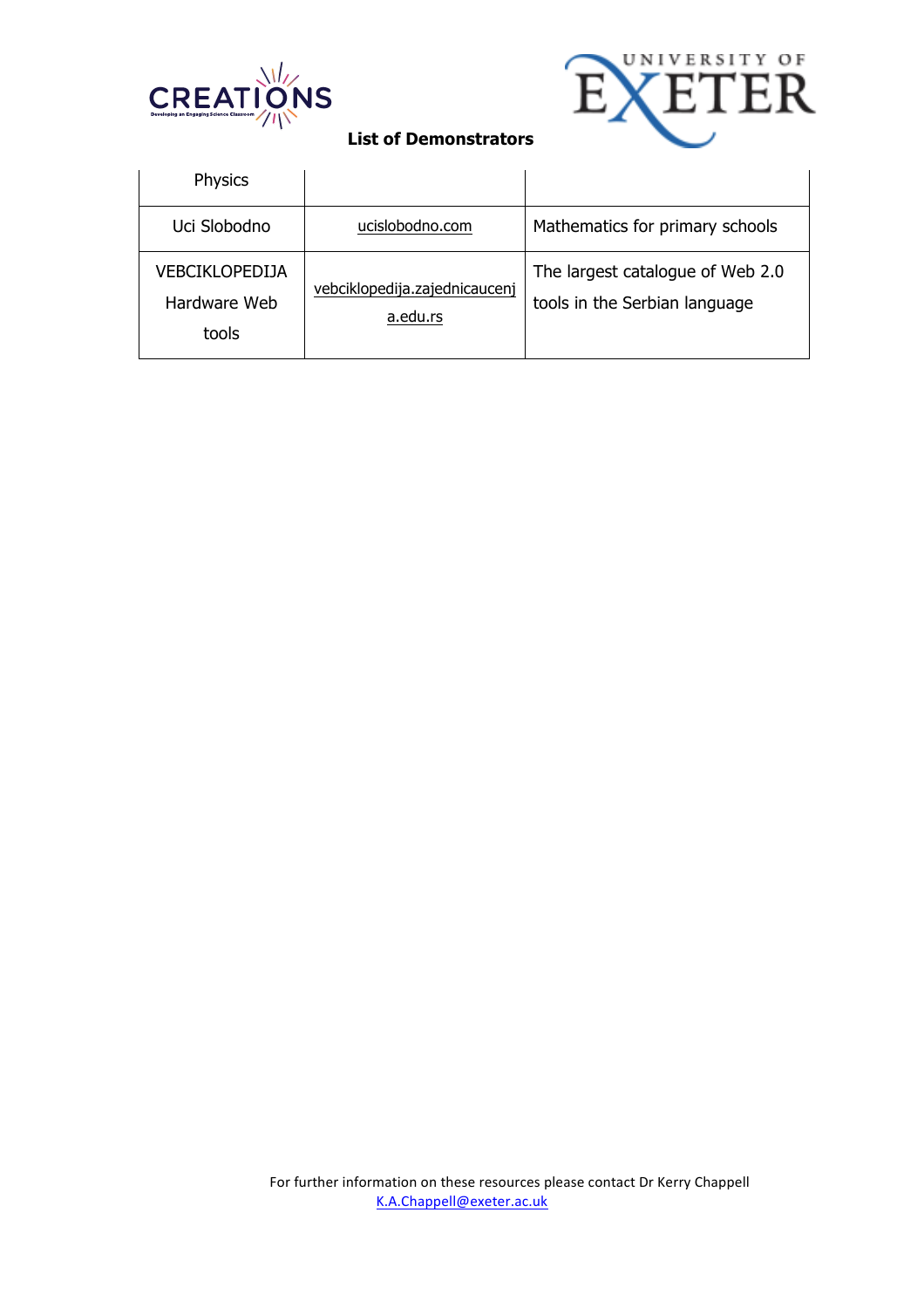**List of Demonstrators**

| | | |
|---|---|---|
| Physics | | |
| Uci Slobodno | ucislobodno.com | Mathematics for primary schools |
| VEBCIKLOPEDIJA Hardware Web tools | vebciklopedija.zajednicaucenja.edu.rs | The largest catalogue of Web 2.0 tools in the Serbian language |

For further information on these resources please contact Dr Kerry Chappell K.A.Chappell@exeter.ac.uk